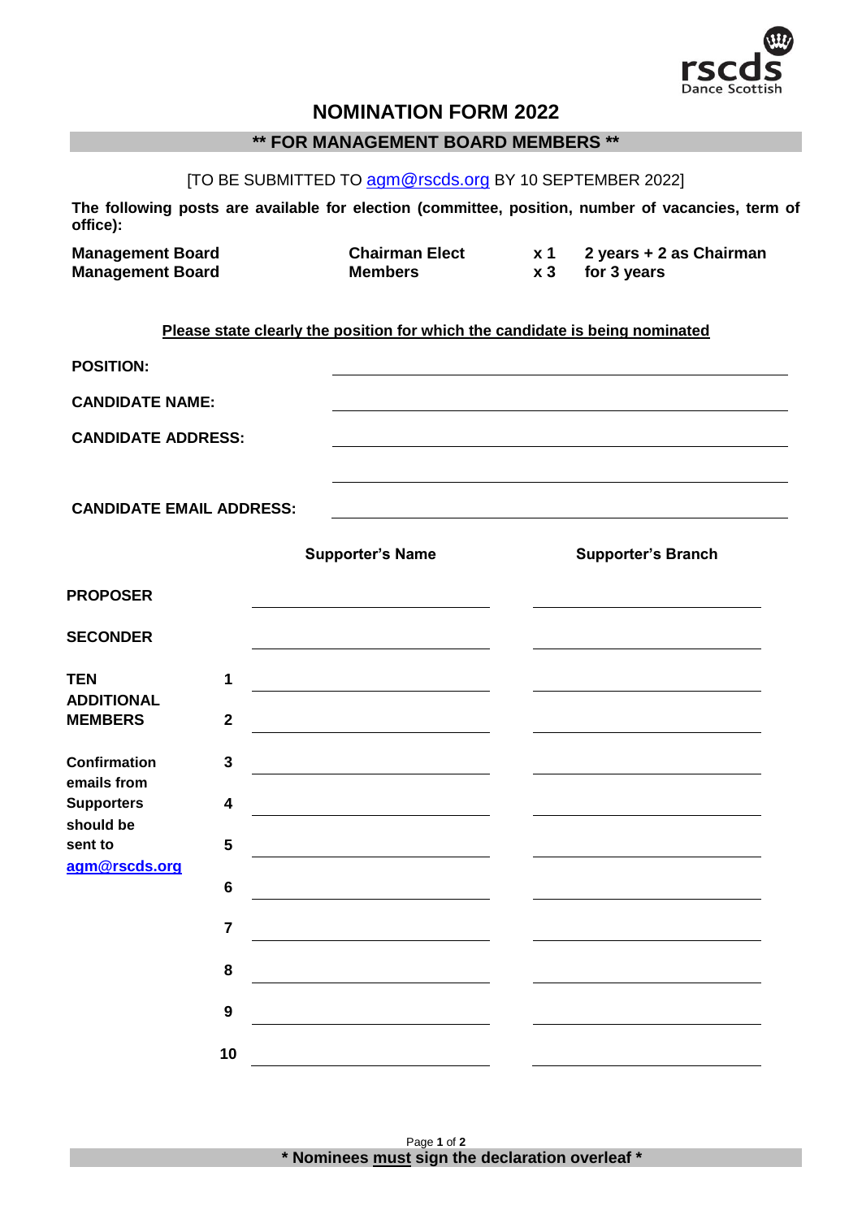# NOMINATION FORM 2022

## ** FOR MANAGEMENT BOARD MEMBERS **

[TO BE SUBMITTED TO agm@rscds.org BY 10 SEPTEMBER 2022]

**The following posts are available for election (committee, position, number of vacancies, term of office):**

| | | | |
|---|---|---|---|
| **Management Board** | **Chairman Elect** | **x 1** | **2 years + 2 as Chairman** |
| **Management Board** | **Members** | **x 3** | **for 3 years** |

**Please state clearly the position for which the candidate is being nominated**

**POSITION:** \_\_\_\_\_\_\_\_\_\_\_\_\_\_\_\_\_\_\_\_

**CANDIDATE NAME:** \_\_\_\_\_\_\_\_\_\_\_\_\_\_\_\_\_\_\_\_

**CANDIDATE ADDRESS:** \_\_\_\_\_\_\_\_\_\_\_\_\_\_\_\_\_\_\_\_

\_\_\_\_\_\_\_\_\_\_\_\_\_\_\_\_\_\_\_\_

**CANDIDATE EMAIL ADDRESS:** \_\_\_\_\_\_\_\_\_\_\_\_\_\_\_\_\_\_\_\_

| | | Supporter's Name | Supporter's Branch |
|---|---|---|---|
| **PROPOSER** | | | |
| **SECONDER** | | | |
| **TEN ADDITIONAL MEMBERS** | **1** | | |
| | **2** | | |
| **Confirmation emails from Supporters should be sent to agm@rscds.org** | **3** | | |
| | **4** | | |
| | **5** | | |
| | **6** | | |
| | **7** | | |
| | **8** | | |
| | **9** | | |
| | **10** | | |

**\* Nominees must sign the declaration overleaf \***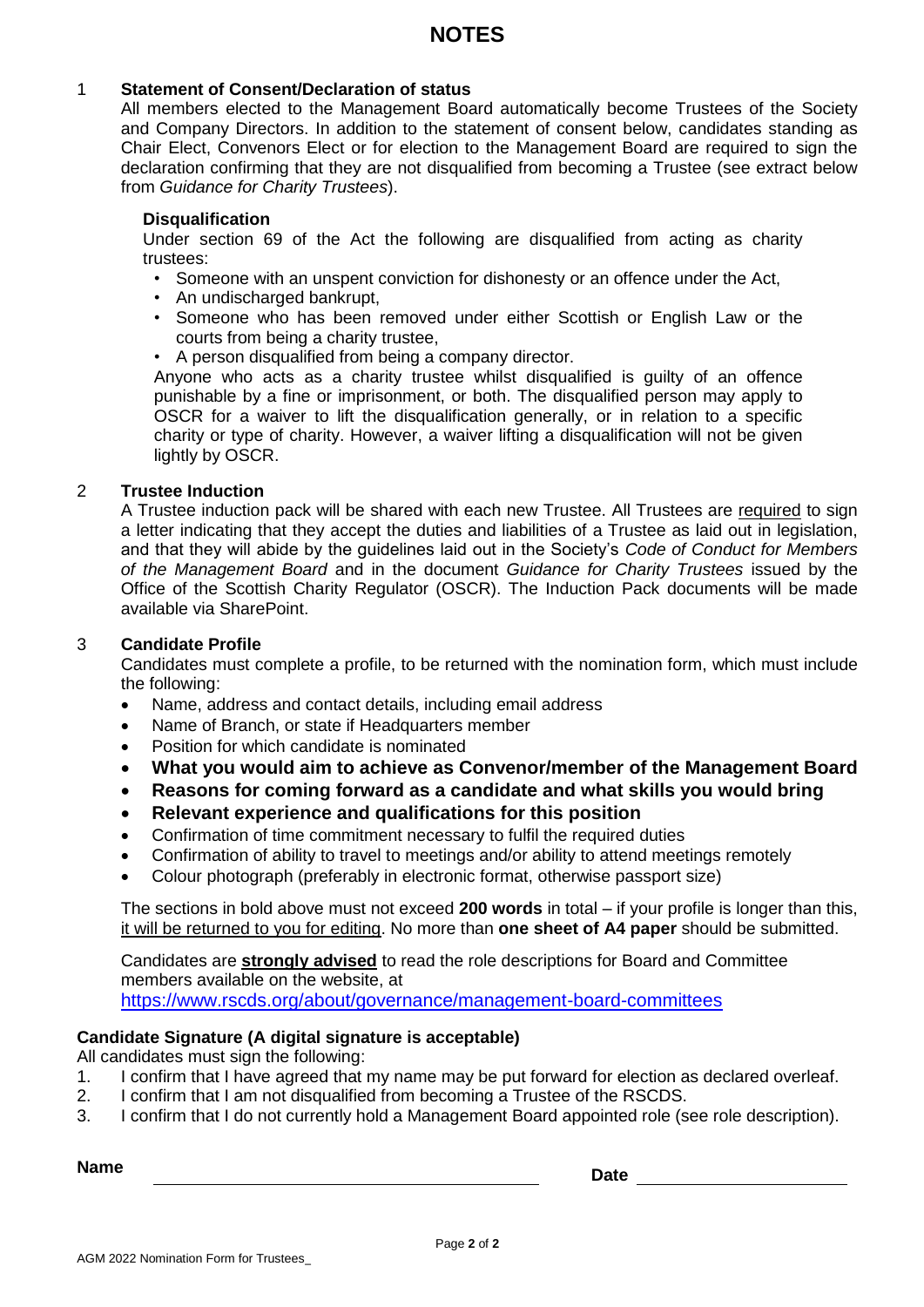# NOTES

## 1 Statement of Consent/Declaration of status

All members elected to the Management Board automatically become Trustees of the Society and Company Directors. In addition to the statement of consent below, candidates standing as Chair Elect, Convenors Elect or for election to the Management Board are required to sign the declaration confirming that they are not disqualified from becoming a Trustee (see extract below from *Guidance for Charity Trustees*).

### Disqualification

Under section 69 of the Act the following are disqualified from acting as charity trustees:

- Someone with an unspent conviction for dishonesty or an offence under the Act,
- An undischarged bankrupt,
- Someone who has been removed under either Scottish or English Law or the courts from being a charity trustee,
- A person disqualified from being a company director.

Anyone who acts as a charity trustee whilst disqualified is guilty of an offence punishable by a fine or imprisonment, or both. The disqualified person may apply to OSCR for a waiver to lift the disqualification generally, or in relation to a specific charity or type of charity. However, a waiver lifting a disqualification will not be given lightly by OSCR.

## 2 Trustee Induction

A Trustee induction pack will be shared with each new Trustee. All Trustees are <u>required</u> to sign a letter indicating that they accept the duties and liabilities of a Trustee as laid out in legislation, and that they will abide by the guidelines laid out in the Society's *Code of Conduct for Members of the Management Board* and in the document *Guidance for Charity Trustees* issued by the Office of the Scottish Charity Regulator (OSCR). The Induction Pack documents will be made available via SharePoint.

## 3 Candidate Profile

Candidates must complete a profile, to be returned with the nomination form, which must include the following:

- Name, address and contact details, including email address
- Name of Branch, or state if Headquarters member
- Position for which candidate is nominated
- **What you would aim to achieve as Convenor/member of the Management Board**
- **Reasons for coming forward as a candidate and what skills you would bring**
- **Relevant experience and qualifications for this position**
- Confirmation of time commitment necessary to fulfil the required duties
- Confirmation of ability to travel to meetings and/or ability to attend meetings remotely
- Colour photograph (preferably in electronic format, otherwise passport size)

The sections in bold above must not exceed **200 words** in total – if your profile is longer than this, <u>it will be returned to you for editing</u>. No more than **one sheet of A4 paper** should be submitted.

Candidates are **<u>strongly advised</u>** to read the role descriptions for Board and Committee members available on the website, at
https://www.rscds.org/about/governance/management-board-committees

### Candidate Signature (A digital signature is acceptable)

All candidates must sign the following:

1. I confirm that I have agreed that my name may be put forward for election as declared overleaf.
2. I confirm that I am not disqualified from becoming a Trustee of the RSCDS.
3. I confirm that I do not currently hold a Management Board appointed role (see role description).

**Name** ________________________ **Date** ________________

AGM 2022 Nomination Form for Trustees_